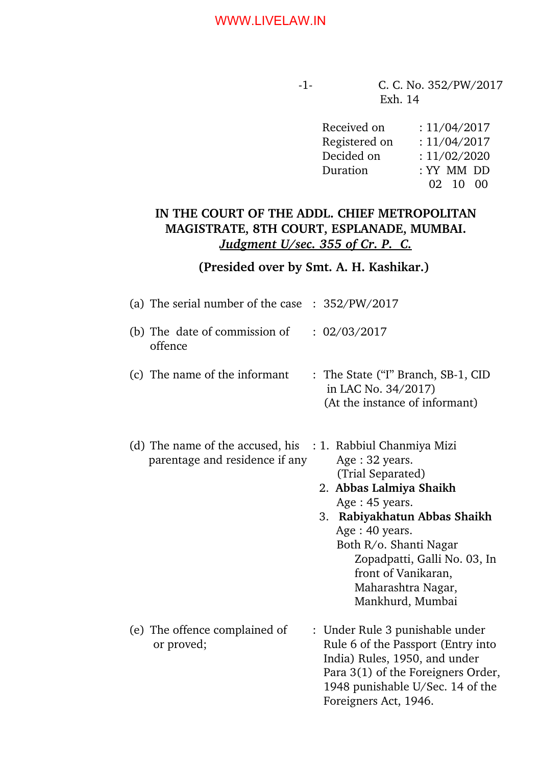C. C. No. 352/PW/2017
Exh. 14

Received on : 11/04/2017
Registered on : 11/04/2017
Decided on : 11/02/2020
Duration : YY MM DD
02 10 00

**IN THE COURT OF THE ADDL. CHIEF METROPOLITAN MAGISTRATE, 8TH COURT, ESPLANADE, MUMBAI.**
***Judgment U/sec. 355 of Cr. P. C.***

**(Presided over by Smt. A. H. Kashikar.)**

(a) The serial number of the case : 352/PW/2017

(b) The date of commission of offence : 02/03/2017

(c) The name of the informant : The State ("I" Branch, SB-1, CID in LAC No. 34/2017) (At the instance of informant)

(d) The name of the accused, his parentage and residence if any :

1. Rabbiul Chanmiya Mizi
   Age : 32 years.
   (Trial Separated)
2. **Abbas Lalmiya Shaikh**
   Age : 45 years.
3. **Rabiyakhatun Abbas Shaikh**
   Age : 40 years.
   Both R/o. Shanti Nagar Zopadpatti, Galli No. 03, In front of Vanikaran, Maharashtra Nagar, Mankhurd, Mumbai

(e) The offence complained of or proved; : Under Rule 3 punishable under Rule 6 of the Passport (Entry into India) Rules, 1950, and under Para 3(1) of the Foreigners Order, 1948 punishable U/Sec. 14 of the Foreigners Act, 1946.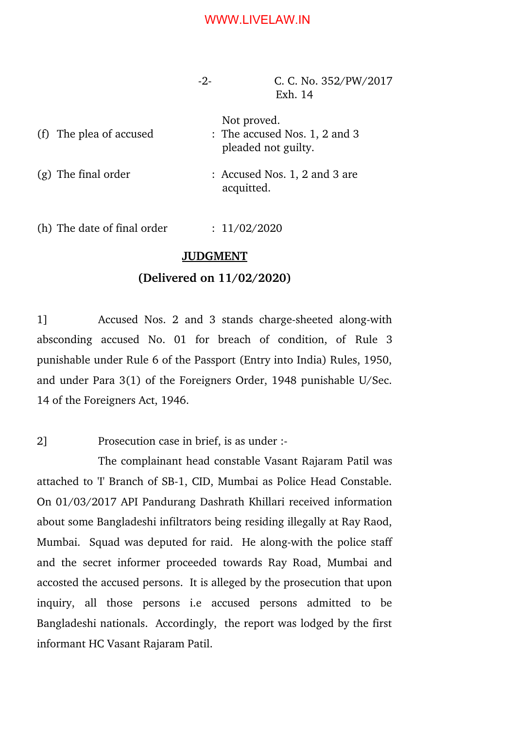C. C. No. 352/PW/2017
Exh. 14

| | | |
|---|---|---|
| | | Not proved. |
| (f) The plea of accused | : | The accused Nos. 1, 2 and 3 pleaded not guilty. |
| (g) The final order | : | Accused Nos. 1, 2 and 3 are acquitted. |
| (h) The date of final order | : | 11/02/2020 |

## JUDGMENT

**(Delivered on 11/02/2020)**

1] Accused Nos. 2 and 3 stands charge-sheeted along-with absconding accused No. 01 for breach of condition, of Rule 3 punishable under Rule 6 of the Passport (Entry into India) Rules, 1950, and under Para 3(1) of the Foreigners Order, 1948 punishable U/Sec. 14 of the Foreigners Act, 1946.

2] Prosecution case in brief, is as under :-

The complainant head constable Vasant Rajaram Patil was attached to 'I' Branch of SB-1, CID, Mumbai as Police Head Constable. On 01/03/2017 API Pandurang Dashrath Khillari received information about some Bangladeshi infiltrators being residing illegally at Ray Raod, Mumbai. Squad was deputed for raid. He along-with the police staff and the secret informer proceeded towards Ray Road, Mumbai and accosted the accused persons. It is alleged by the prosecution that upon inquiry, all those persons i.e accused persons admitted to be Bangladeshi nationals. Accordingly, the report was lodged by the first informant HC Vasant Rajaram Patil.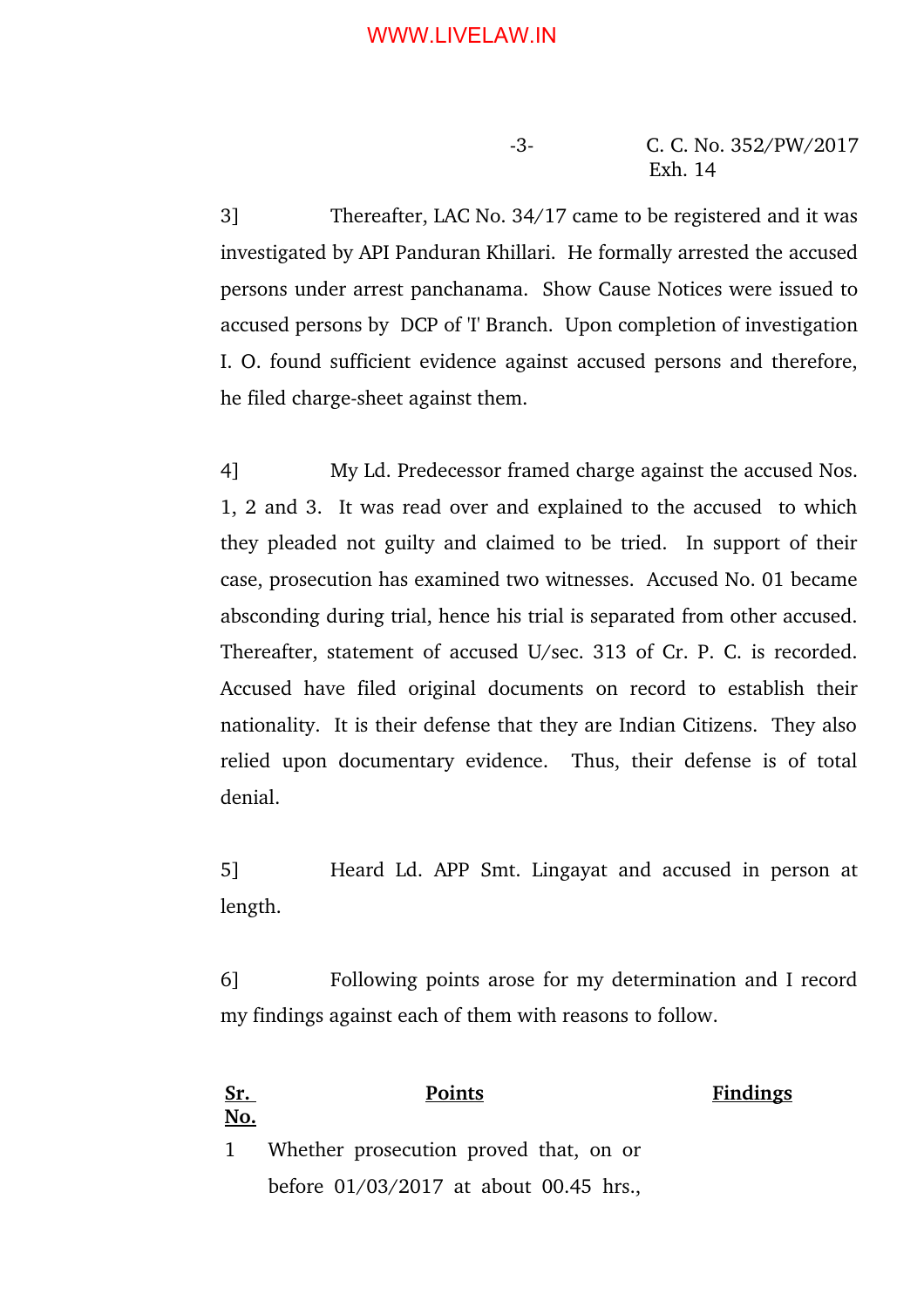3] Thereafter, LAC No. 34/17 came to be registered and it was investigated by API Panduran Khillari. He formally arrested the accused persons under arrest panchanama. Show Cause Notices were issued to accused persons by DCP of 'I' Branch. Upon completion of investigation I. O. found sufficient evidence against accused persons and therefore, he filed charge-sheet against them.

4] My Ld. Predecessor framed charge against the accused Nos. 1, 2 and 3. It was read over and explained to the accused to which they pleaded not guilty and claimed to be tried. In support of their case, prosecution has examined two witnesses. Accused No. 01 became absconding during trial, hence his trial is separated from other accused. Thereafter, statement of accused U/sec. 313 of Cr. P. C. is recorded. Accused have filed original documents on record to establish their nationality. It is their defense that they are Indian Citizens. They also relied upon documentary evidence. Thus, their defense is of total denial.

5] Heard Ld. APP Smt. Lingayat and accused in person at length.

6] Following points arose for my determination and I record my findings against each of them with reasons to follow.

| Sr. No. | Points | Findings |
|---|---|---|
| 1 | Whether prosecution proved that, on or before 01/03/2017 at about 00.45 hrs., | |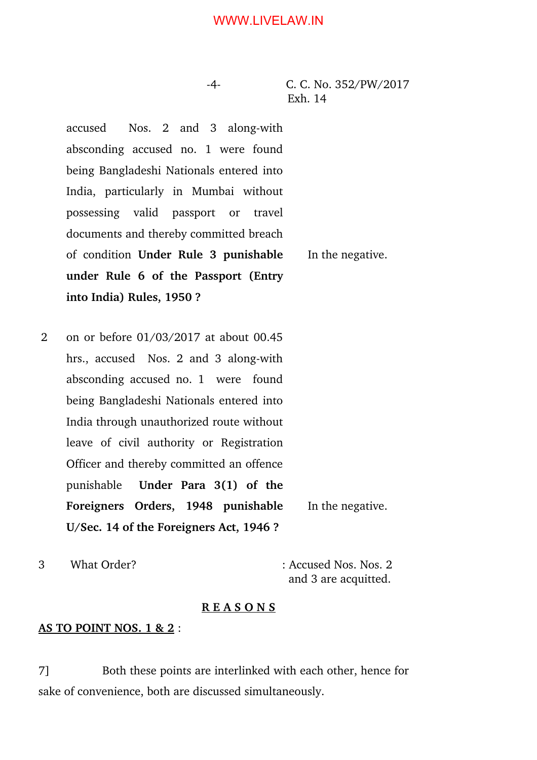| | | |
|---|---|---|
| | accused Nos. 2 and 3 along-with absconding accused no. 1 were found being Bangladeshi Nationals entered into India, particularly in Mumbai without possessing valid passport or travel documents and thereby committed breach of condition **Under Rule 3 punishable under Rule 6 of the Passport (Entry into India) Rules, 1950 ?** | In the negative. |
| 2 | on or before 01/03/2017 at about 00.45 hrs., accused Nos. 2 and 3 along-with absconding accused no. 1 were found being Bangladeshi Nationals entered into India through unauthorized route without leave of civil authority or Registration Officer and thereby committed an offence punishable **Under Para 3(1) of the Foreigners Orders, 1948 punishable U/Sec. 14 of the Foreigners Act, 1946 ?** | In the negative. |
| 3 | What Order? | : Accused Nos. Nos. 2 and 3 are acquitted. |

## R E A S O N S

**AS TO POINT NOS. 1 & 2** :

7] Both these points are interlinked with each other, hence for sake of convenience, both are discussed simultaneously.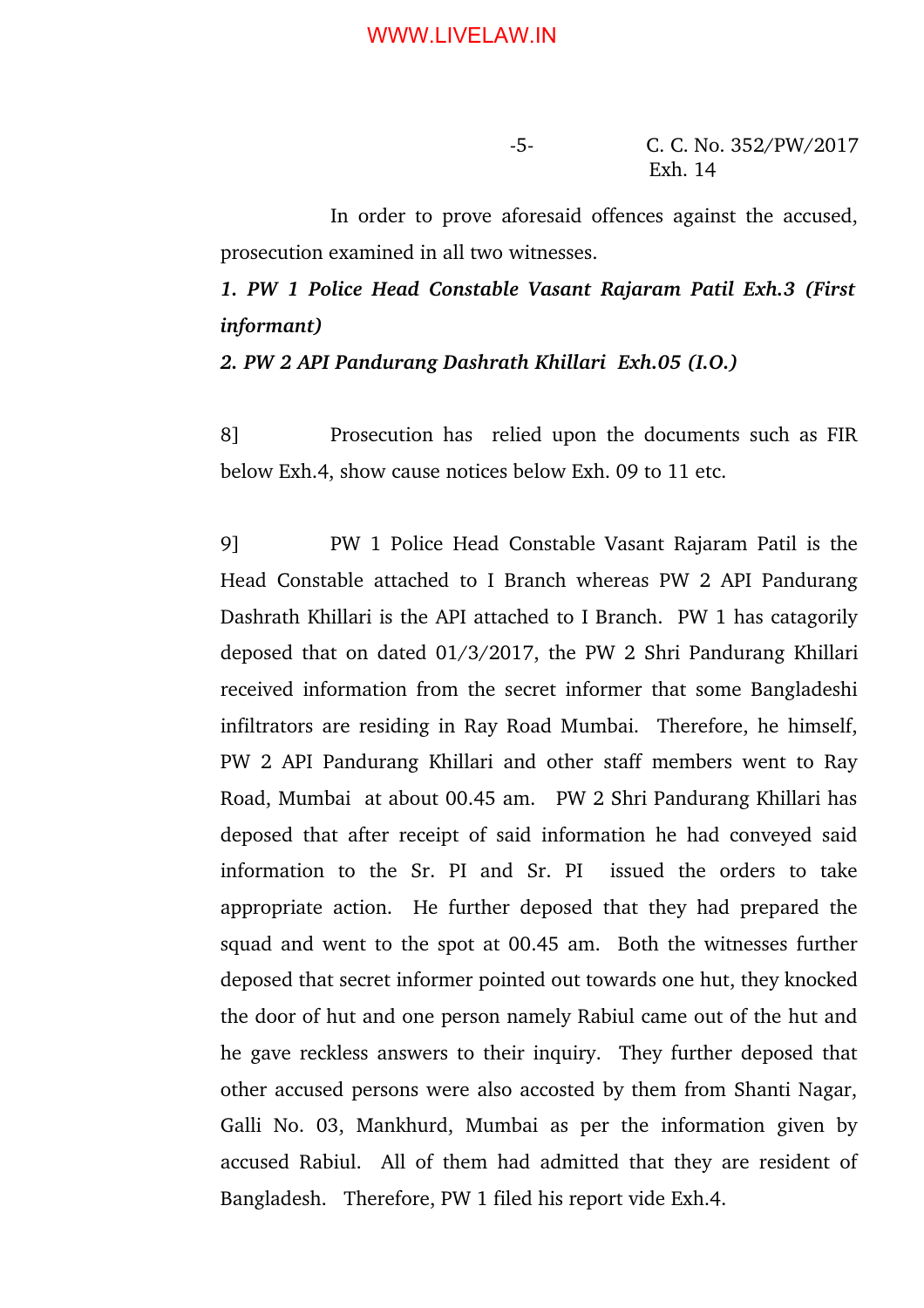In order to prove aforesaid offences against the accused, prosecution examined in all two witnesses.

***1. PW 1 Police Head Constable Vasant Rajaram Patil Exh.3 (First informant)***

***2. PW 2 API Pandurang Dashrath Khillari Exh.05 (I.O.)***

8] Prosecution has relied upon the documents such as FIR below Exh.4, show cause notices below Exh. 09 to 11 etc.

9] PW 1 Police Head Constable Vasant Rajaram Patil is the Head Constable attached to I Branch whereas PW 2 API Pandurang Dashrath Khillari is the API attached to I Branch. PW 1 has catagorily deposed that on dated 01/3/2017, the PW 2 Shri Pandurang Khillari received information from the secret informer that some Bangladeshi infiltrators are residing in Ray Road Mumbai. Therefore, he himself, PW 2 API Pandurang Khillari and other staff members went to Ray Road, Mumbai at about 00.45 am. PW 2 Shri Pandurang Khillari has deposed that after receipt of said information he had conveyed said information to the Sr. PI and Sr. PI issued the orders to take appropriate action. He further deposed that they had prepared the squad and went to the spot at 00.45 am. Both the witnesses further deposed that secret informer pointed out towards one hut, they knocked the door of hut and one person namely Rabiul came out of the hut and he gave reckless answers to their inquiry. They further deposed that other accused persons were also accosted by them from Shanti Nagar, Galli No. 03, Mankhurd, Mumbai as per the information given by accused Rabiul. All of them had admitted that they are resident of Bangladesh. Therefore, PW 1 filed his report vide Exh.4.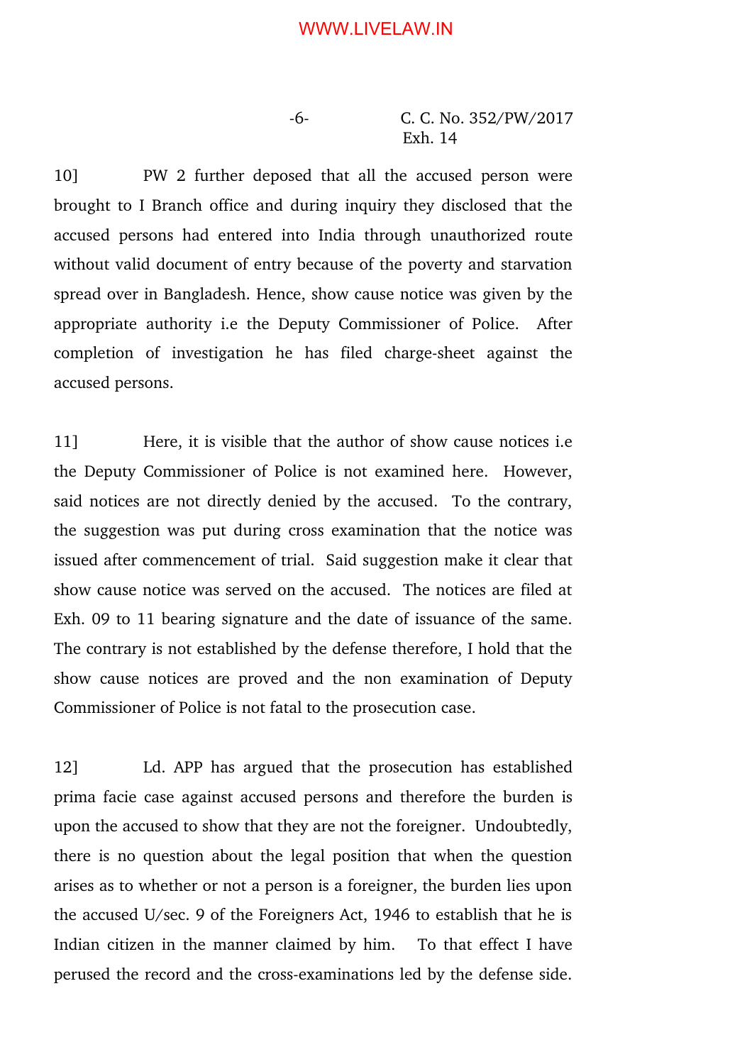10] PW 2 further deposed that all the accused person were brought to I Branch office and during inquiry they disclosed that the accused persons had entered into India through unauthorized route without valid document of entry because of the poverty and starvation spread over in Bangladesh. Hence, show cause notice was given by the appropriate authority i.e the Deputy Commissioner of Police. After completion of investigation he has filed charge-sheet against the accused persons.

11] Here, it is visible that the author of show cause notices i.e the Deputy Commissioner of Police is not examined here. However, said notices are not directly denied by the accused. To the contrary, the suggestion was put during cross examination that the notice was issued after commencement of trial. Said suggestion make it clear that show cause notice was served on the accused. The notices are filed at Exh. 09 to 11 bearing signature and the date of issuance of the same. The contrary is not established by the defense therefore, I hold that the show cause notices are proved and the non examination of Deputy Commissioner of Police is not fatal to the prosecution case.

12] Ld. APP has argued that the prosecution has established prima facie case against accused persons and therefore the burden is upon the accused to show that they are not the foreigner. Undoubtedly, there is no question about the legal position that when the question arises as to whether or not a person is a foreigner, the burden lies upon the accused U/sec. 9 of the Foreigners Act, 1946 to establish that he is Indian citizen in the manner claimed by him. To that effect I have perused the record and the cross-examinations led by the defense side.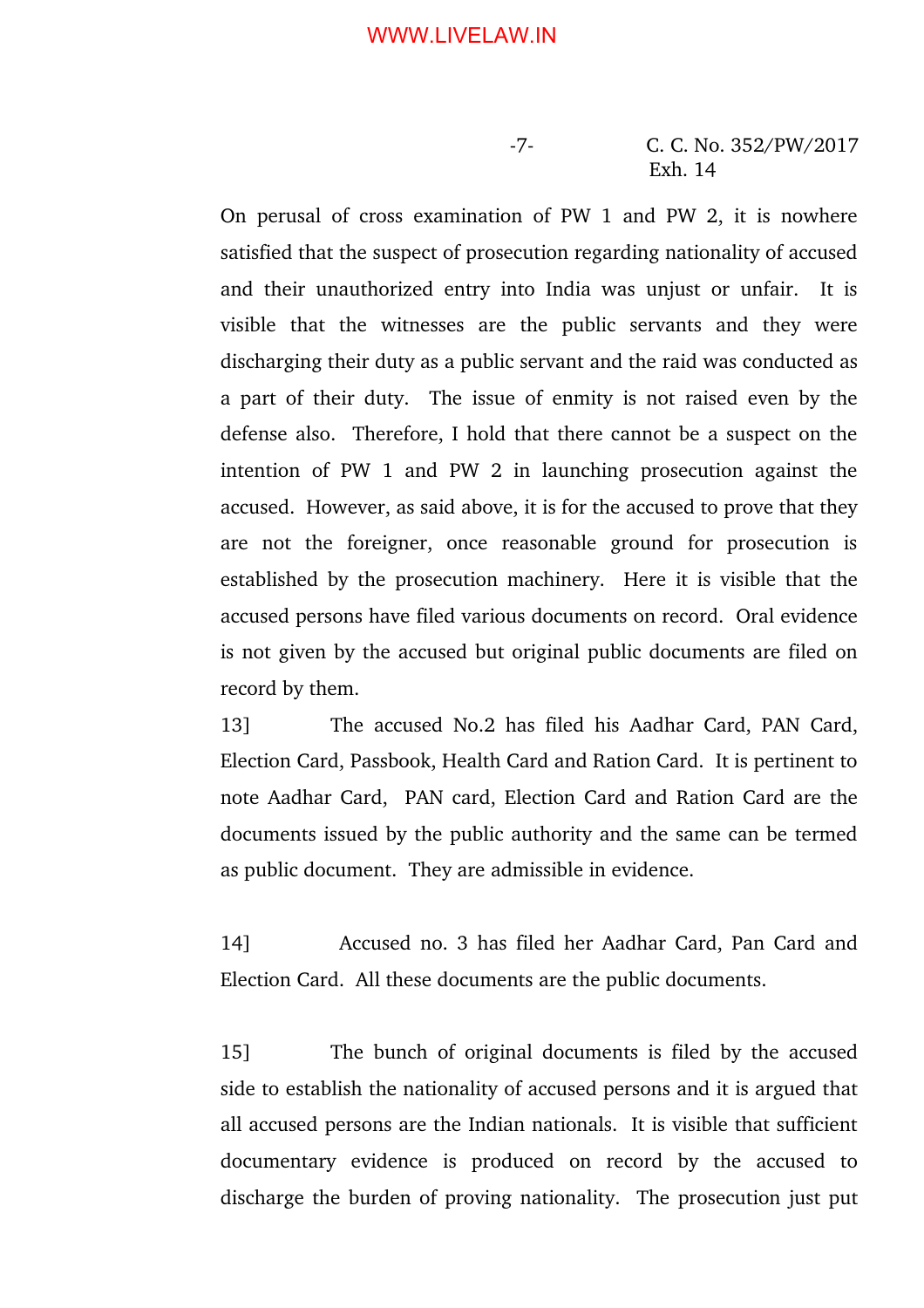On perusal of cross examination of PW 1 and PW 2, it is nowhere satisfied that the suspect of prosecution regarding nationality of accused and their unauthorized entry into India was unjust or unfair. It is visible that the witnesses are the public servants and they were discharging their duty as a public servant and the raid was conducted as a part of their duty. The issue of enmity is not raised even by the defense also. Therefore, I hold that there cannot be a suspect on the intention of PW 1 and PW 2 in launching prosecution against the accused. However, as said above, it is for the accused to prove that they are not the foreigner, once reasonable ground for prosecution is established by the prosecution machinery. Here it is visible that the accused persons have filed various documents on record. Oral evidence is not given by the accused but original public documents are filed on record by them.

13] The accused No.2 has filed his Aadhar Card, PAN Card, Election Card, Passbook, Health Card and Ration Card. It is pertinent to note Aadhar Card, PAN card, Election Card and Ration Card are the documents issued by the public authority and the same can be termed as public document. They are admissible in evidence.

14] Accused no. 3 has filed her Aadhar Card, Pan Card and Election Card. All these documents are the public documents.

15] The bunch of original documents is filed by the accused side to establish the nationality of accused persons and it is argued that all accused persons are the Indian nationals. It is visible that sufficient documentary evidence is produced on record by the accused to discharge the burden of proving nationality. The prosecution just put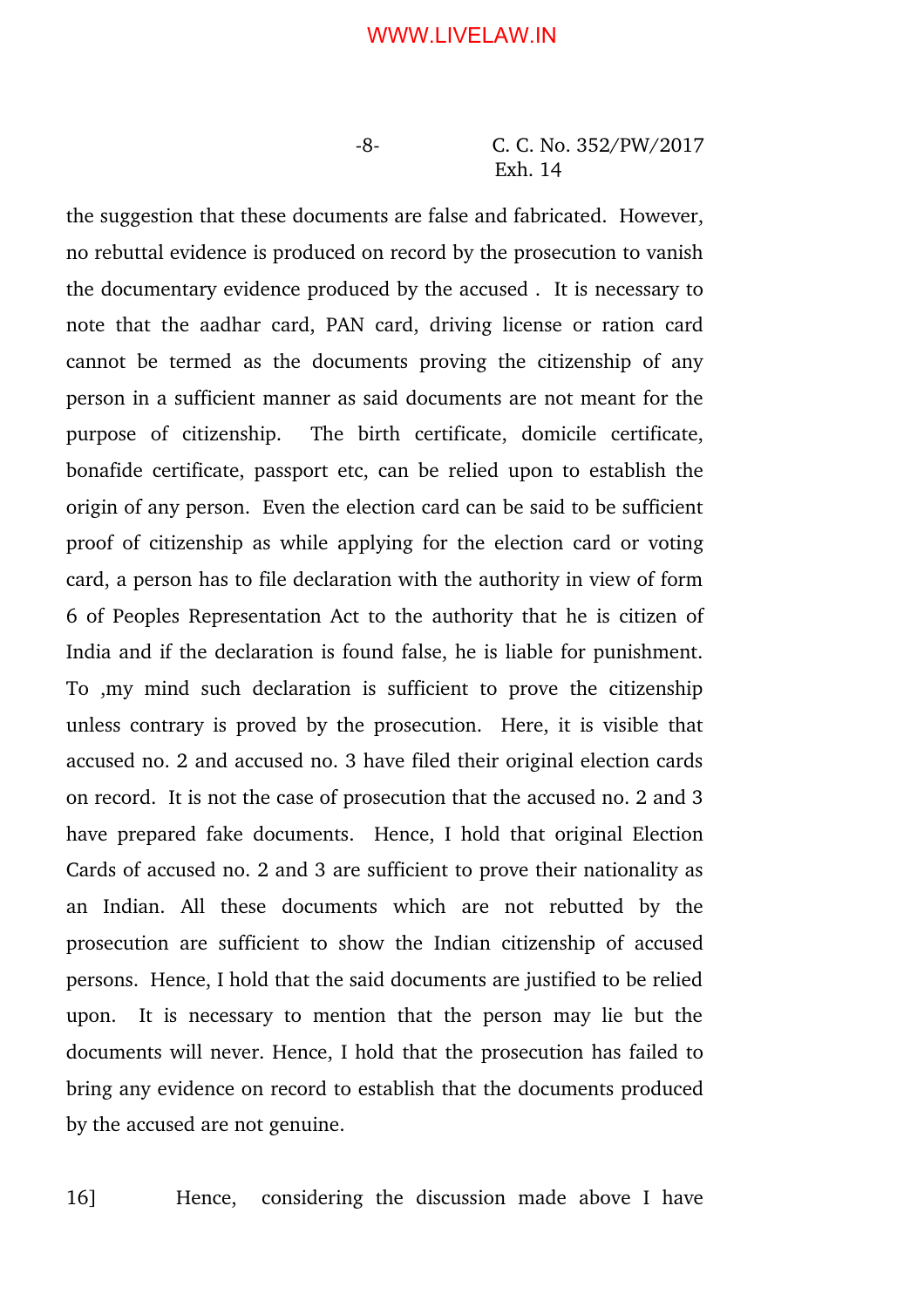the suggestion that these documents are false and fabricated. However, no rebuttal evidence is produced on record by the prosecution to vanish the documentary evidence produced by the accused . It is necessary to note that the aadhar card, PAN card, driving license or ration card cannot be termed as the documents proving the citizenship of any person in a sufficient manner as said documents are not meant for the purpose of citizenship. The birth certificate, domicile certificate, bonafide certificate, passport etc, can be relied upon to establish the origin of any person. Even the election card can be said to be sufficient proof of citizenship as while applying for the election card or voting card, a person has to file declaration with the authority in view of form 6 of Peoples Representation Act to the authority that he is citizen of India and if the declaration is found false, he is liable for punishment. To ,my mind such declaration is sufficient to prove the citizenship unless contrary is proved by the prosecution. Here, it is visible that accused no. 2 and accused no. 3 have filed their original election cards on record. It is not the case of prosecution that the accused no. 2 and 3 have prepared fake documents. Hence, I hold that original Election Cards of accused no. 2 and 3 are sufficient to prove their nationality as an Indian. All these documents which are not rebutted by the prosecution are sufficient to show the Indian citizenship of accused persons. Hence, I hold that the said documents are justified to be relied upon. It is necessary to mention that the person may lie but the documents will never. Hence, I hold that the prosecution has failed to bring any evidence on record to establish that the documents produced by the accused are not genuine.

16] Hence, considering the discussion made above I have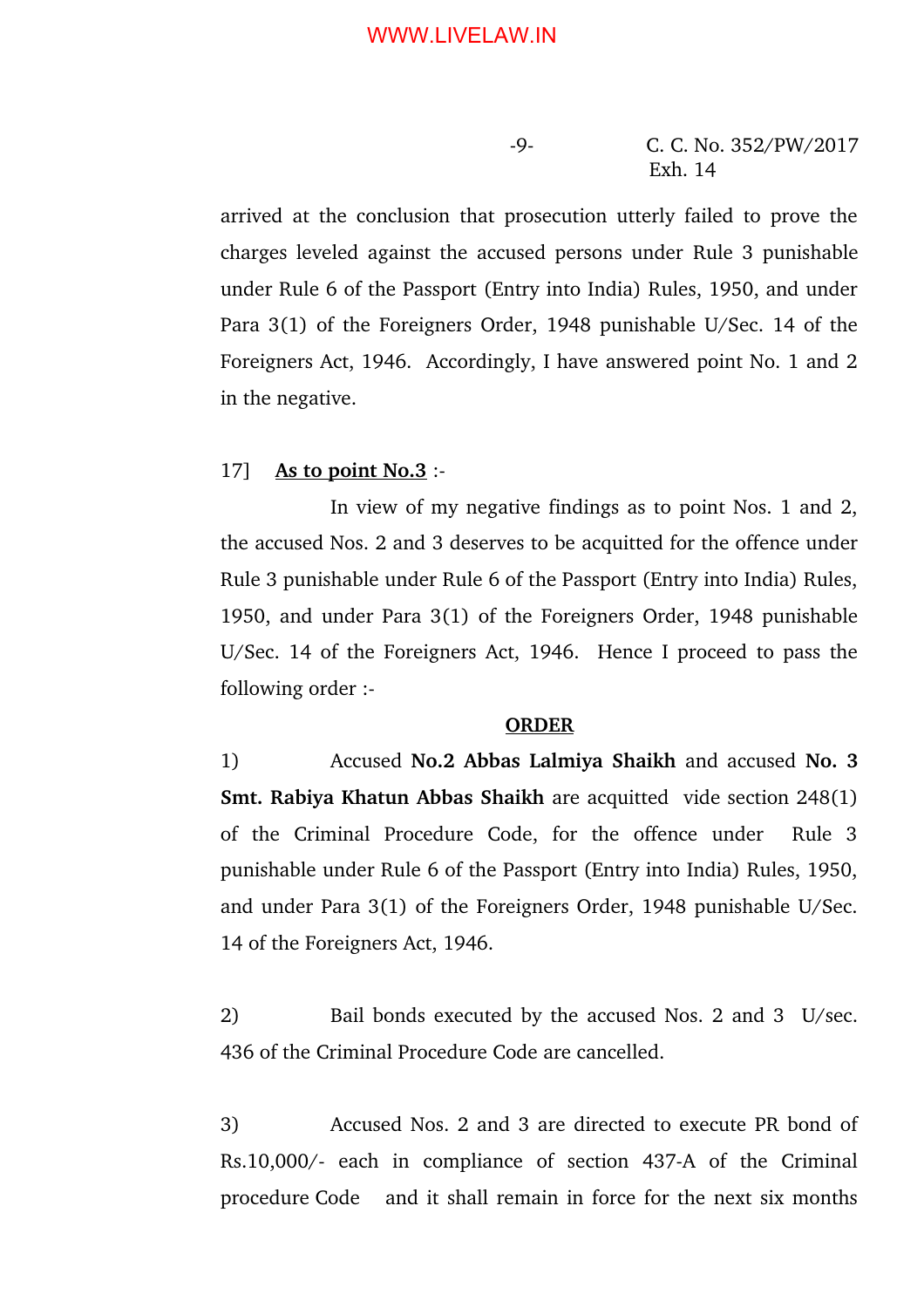arrived at the conclusion that prosecution utterly failed to prove the charges leveled against the accused persons under Rule 3 punishable under Rule 6 of the Passport (Entry into India) Rules, 1950, and under Para 3(1) of the Foreigners Order, 1948 punishable U/Sec. 14 of the Foreigners Act, 1946. Accordingly, I have answered point No. 1 and 2 in the negative.

17] **As to point No.3** :-

In view of my negative findings as to point Nos. 1 and 2, the accused Nos. 2 and 3 deserves to be acquitted for the offence under Rule 3 punishable under Rule 6 of the Passport (Entry into India) Rules, 1950, and under Para 3(1) of the Foreigners Order, 1948 punishable U/Sec. 14 of the Foreigners Act, 1946. Hence I proceed to pass the following order :-

**ORDER**

1) Accused **No.2 Abbas Lalmiya Shaikh** and accused **No. 3 Smt. Rabiya Khatun Abbas Shaikh** are acquitted vide section 248(1) of the Criminal Procedure Code, for the offence under Rule 3 punishable under Rule 6 of the Passport (Entry into India) Rules, 1950, and under Para 3(1) of the Foreigners Order, 1948 punishable U/Sec. 14 of the Foreigners Act, 1946.

2) Bail bonds executed by the accused Nos. 2 and 3 U/sec. 436 of the Criminal Procedure Code are cancelled.

3) Accused Nos. 2 and 3 are directed to execute PR bond of Rs.10,000/- each in compliance of section 437-A of the Criminal procedure Code and it shall remain in force for the next six months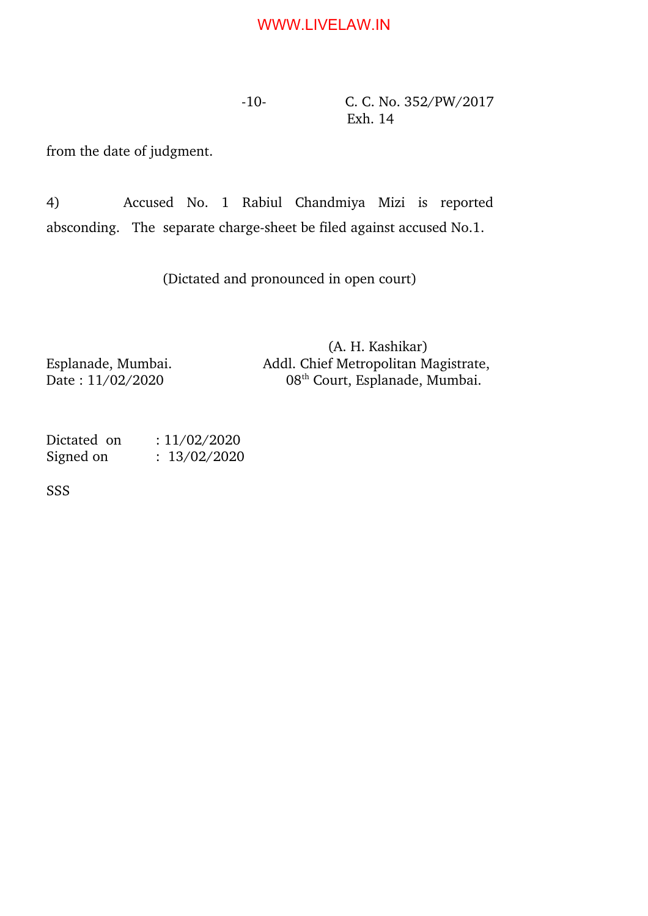from the date of judgment.

4) Accused No. 1 Rabiul Chandmiya Mizi is reported absconding. The separate charge-sheet be filed against accused No.1.

(Dictated and pronounced in open court)

(A. H. Kashikar)
Addl. Chief Metropolitan Magistrate,
08th Court, Esplanade, Mumbai.

Esplanade, Mumbai.
Date : 11/02/2020

Dictated on : 11/02/2020
Signed on : 13/02/2020

SSS